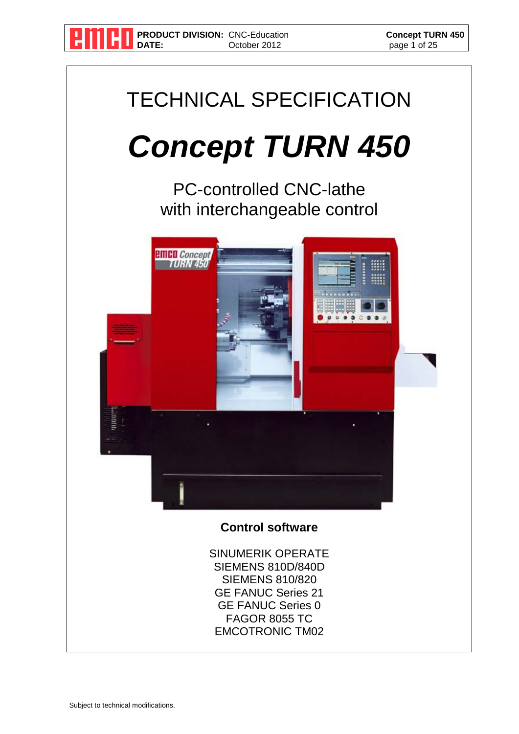# TECHNICAL SPECIFICATION

# *Concept TURN 450*

## PC-controlled CNC-lathe with interchangeable control

**Control software**

SINUMERIK OPERATE
SIEMENS 810D/840D
SIEMENS 810/820
GE FANUC Series 21
GE FANUC Series 0
FAGOR 8055 TC
EMCOTRONIC TM02

Subject to technical modifications.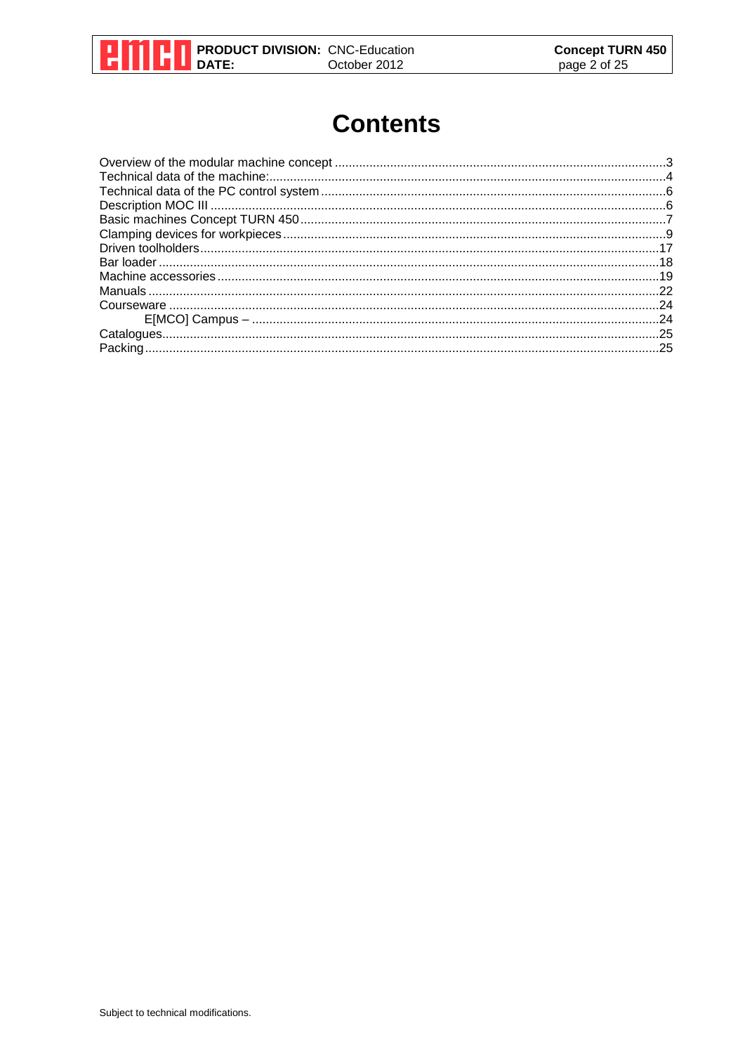# Contents

Overview of the modular machine concept ........................................................................................3
Technical data of the machine:...........................................................................................................4
Technical data of the PC control system ...........................................................................................6
Description MOC III ...........................................................................................................................6
Basic machines Concept TURN 450 ..................................................................................................7
Clamping devices for workpieces .......................................................................................................9
Driven toolholders.............................................................................................................................17
Bar loader .........................................................................................................................................18
Machine accessories ........................................................................................................................19
Manuals ............................................................................................................................................22
Courseware ......................................................................................................................................24
    E[MCO] Campus – .....................................................................................................................24
Catalogues........................................................................................................................................25
Packing .............................................................................................................................................25

Subject to technical modifications.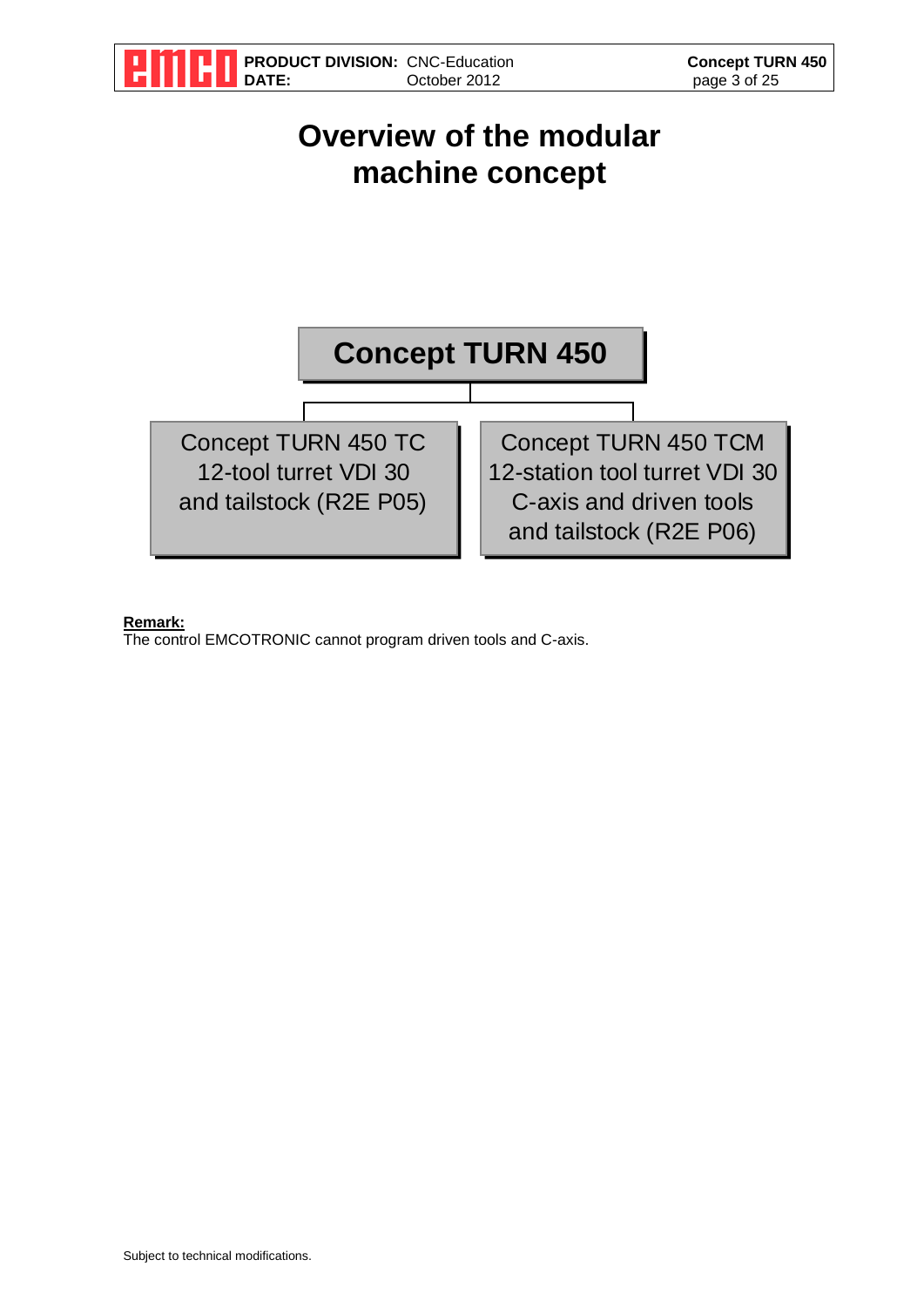# Overview of the modular machine concept

**Concept TURN 450**

- Concept TURN 450 TC
  12-tool turret VDI 30
  and tailstock (R2E P05)
- Concept TURN 450 TCM
  12-station tool turret VDI 30
  C-axis and driven tools
  and tailstock (R2E P06)

**Remark:**
The control EMCOTRONIC cannot program driven tools and C-axis.

Subject to technical modifications.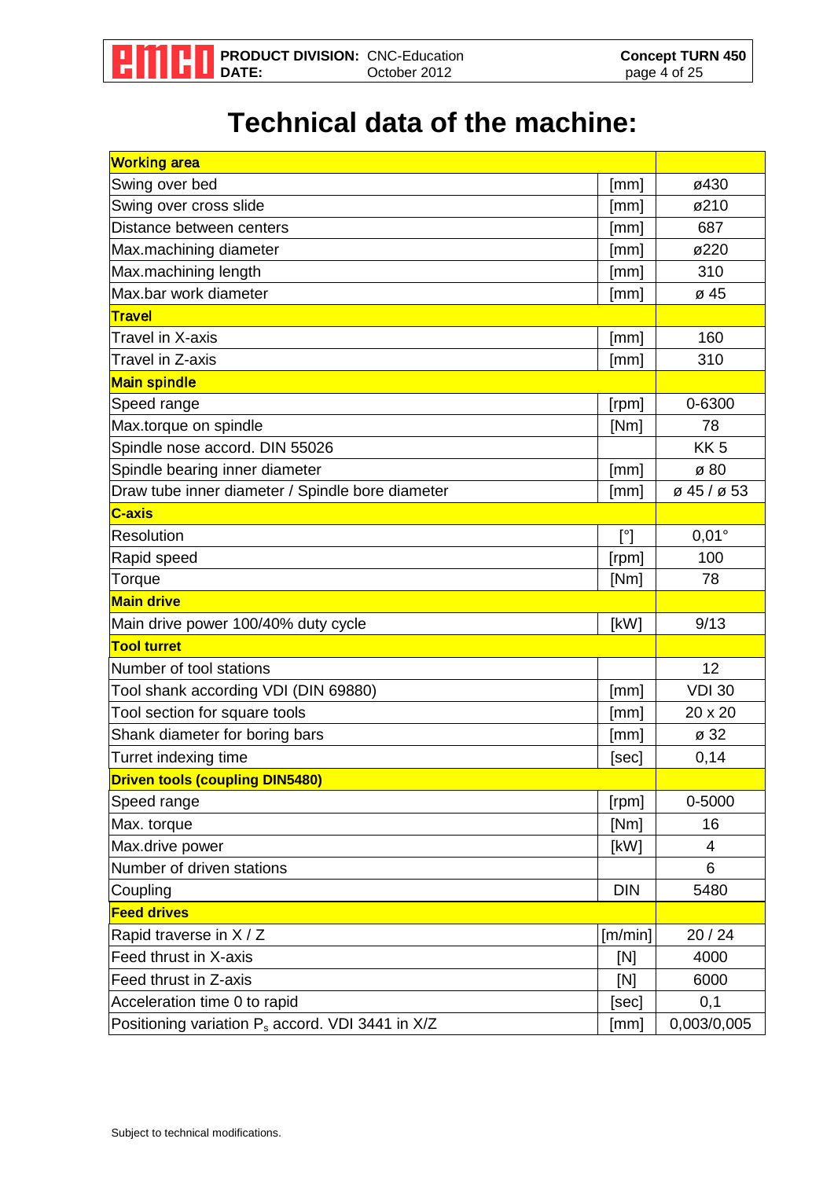# Technical data of the machine:

| **Working area** | | |
|---|---|---|
| Swing over bed | [mm] | ø430 |
| Swing over cross slide | [mm] | ø210 |
| Distance between centers | [mm] | 687 |
| Max.machining diameter | [mm] | ø220 |
| Max.machining length | [mm] | 310 |
| Max.bar work diameter | [mm] | ø 45 |
| **Travel** | | |
| Travel in X-axis | [mm] | 160 |
| Travel in Z-axis | [mm] | 310 |
| **Main spindle** | | |
| Speed range | [rpm] | 0-6300 |
| Max.torque on spindle | [Nm] | 78 |
| Spindle nose accord. DIN 55026 | | KK 5 |
| Spindle bearing inner diameter | [mm] | ø 80 |
| Draw tube inner diameter / Spindle bore diameter | [mm] | ø 45 / ø 53 |
| **C-axis** | | |
| Resolution | [°] | 0,01° |
| Rapid speed | [rpm] | 100 |
| Torque | [Nm] | 78 |
| **Main drive** | | |
| Main drive power 100/40% duty cycle | [kW] | 9/13 |
| **Tool turret** | | |
| Number of tool stations | | 12 |
| Tool shank according VDI (DIN 69880) | [mm] | VDI 30 |
| Tool section for square tools | [mm] | 20 x 20 |
| Shank diameter for boring bars | [mm] | ø 32 |
| Turret indexing time | [sec] | 0,14 |
| **Driven tools (coupling DIN5480)** | | |
| Speed range | [rpm] | 0-5000 |
| Max. torque | [Nm] | 16 |
| Max.drive power | [kW] | 4 |
| Number of driven stations | | 6 |
| Coupling | DIN | 5480 |
| **Feed drives** | | |
| Rapid traverse in X / Z | [m/min] | 20 / 24 |
| Feed thrust in X-axis | [N] | 4000 |
| Feed thrust in Z-axis | [N] | 6000 |
| Acceleration time 0 to rapid | [sec] | 0,1 |
| Positioning variation $P_s$ accord. VDI 3441 in X/Z | [mm] | 0,003/0,005 |

Subject to technical modifications.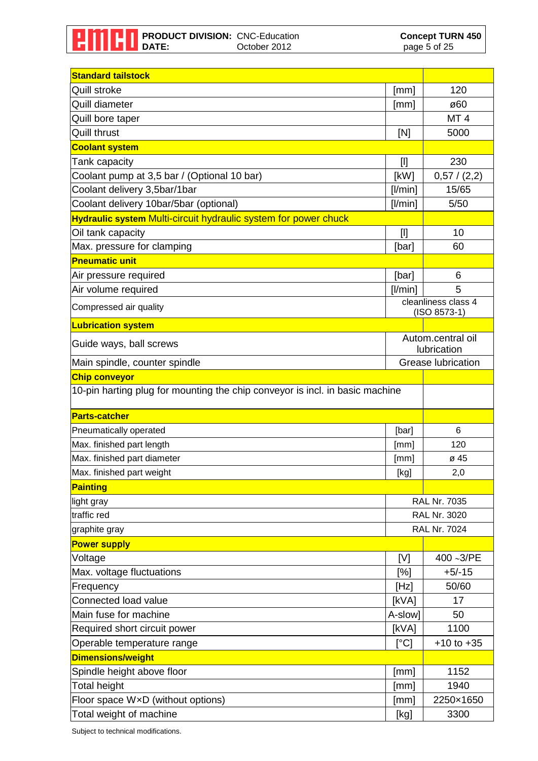| Standard tailstock | | |
|---|---|---|
| Quill stroke | [mm] | 120 |
| Quill diameter | [mm] | ø60 |
| Quill bore taper | | MT 4 |
| Quill thrust | [N] | 5000 |
| **Coolant system** | | |
| Tank capacity | [l] | 230 |
| Coolant pump at 3,5 bar / (Optional 10 bar) | [kW] | 0,57 / (2,2) |
| Coolant delivery 3,5bar/1bar | [l/min] | 15/65 |
| Coolant delivery 10bar/5bar (optional) | [l/min] | 5/50 |
| **Hydraulic system** Multi-circuit hydraulic system for power chuck | | |
| Oil tank capacity | [l] | 10 |
| Max. pressure for clamping | [bar] | 60 |
| **Pneumatic unit** | | |
| Air pressure required | [bar] | 6 |
| Air volume required | [l/min] | 5 |
| Compressed air quality | cleanliness class 4 (ISO 8573-1) | |
| **Lubrication system** | | |
| Guide ways, ball screws | Autom.central oil lubrication | |
| Main spindle, counter spindle | Grease lubrication | |
| **Chip conveyor** | | |
| 10-pin harting plug for mounting the chip conveyor is incl. in basic machine | | |
| **Parts-catcher** | | |
| Pneumatically operated | [bar] | 6 |
| Max. finished part length | [mm] | 120 |
| Max. finished part diameter | [mm] | ø 45 |
| Max. finished part weight | [kg] | 2,0 |
| **Painting** | | |
| light gray | RAL Nr. 7035 | |
| traffic red | RAL Nr. 3020 | |
| graphite gray | RAL Nr. 7024 | |
| **Power supply** | | |
| Voltage | [V] | 400 ~3/PE |
| Max. voltage fluctuations | [%] | +5/-15 |
| Frequency | [Hz] | 50/60 |
| Connected load value | [kVA] | 17 |
| Main fuse for machine | A-slow] | 50 |
| Required short circuit power | [kVA] | 1100 |
| Operable temperature range | [°C] | +10 to +35 |
| **Dimensions/weight** | | |
| Spindle height above floor | [mm] | 1152 |
| Total height | [mm] | 1940 |
| Floor space W×D (without options) | [mm] | 2250×1650 |
| Total weight of machine | [kg] | 3300 |

Subject to technical modifications.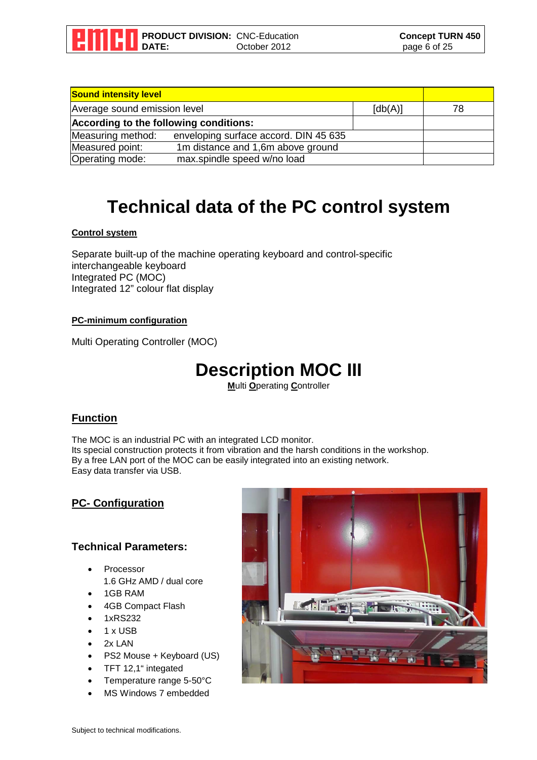| Sound intensity level | | |
|---|---|---|
| Average sound emission level | [db(A)] | 78 |
| **According to the following conditions:** | | |
| Measuring method: enveloping surface accord. DIN 45 635 | | |
| Measured point: 1m distance and 1,6m above ground | | |
| Operating mode: max.spindle speed w/no load | | |

# Technical data of the PC control system

**Control system**

Separate built-up of the machine operating keyboard and control-specific interchangeable keyboard
Integrated PC (MOC)
Integrated 12" colour flat display

**PC-minimum configuration**

Multi Operating Controller (MOC)

# Description MOC III

**M**ulti **O**perating **C**ontroller

## Function

The MOC is an industrial PC with an integrated LCD monitor.
Its special construction protects it from vibration and the harsh conditions in the workshop.
By a free LAN port of the MOC can be easily integrated into an existing network.
Easy data transfer via USB.

## PC- Configuration

### Technical Parameters:

- Processor
  1.6 GHz AMD / dual core
- 1GB RAM
- 4GB Compact Flash
- 1xRS232
- 1 x USB
- 2x LAN
- PS2 Mouse + Keyboard (US)
- TFT 12,1" integated
- Temperature range 5-50°C
- MS Windows 7 embedded

Subject to technical modifications.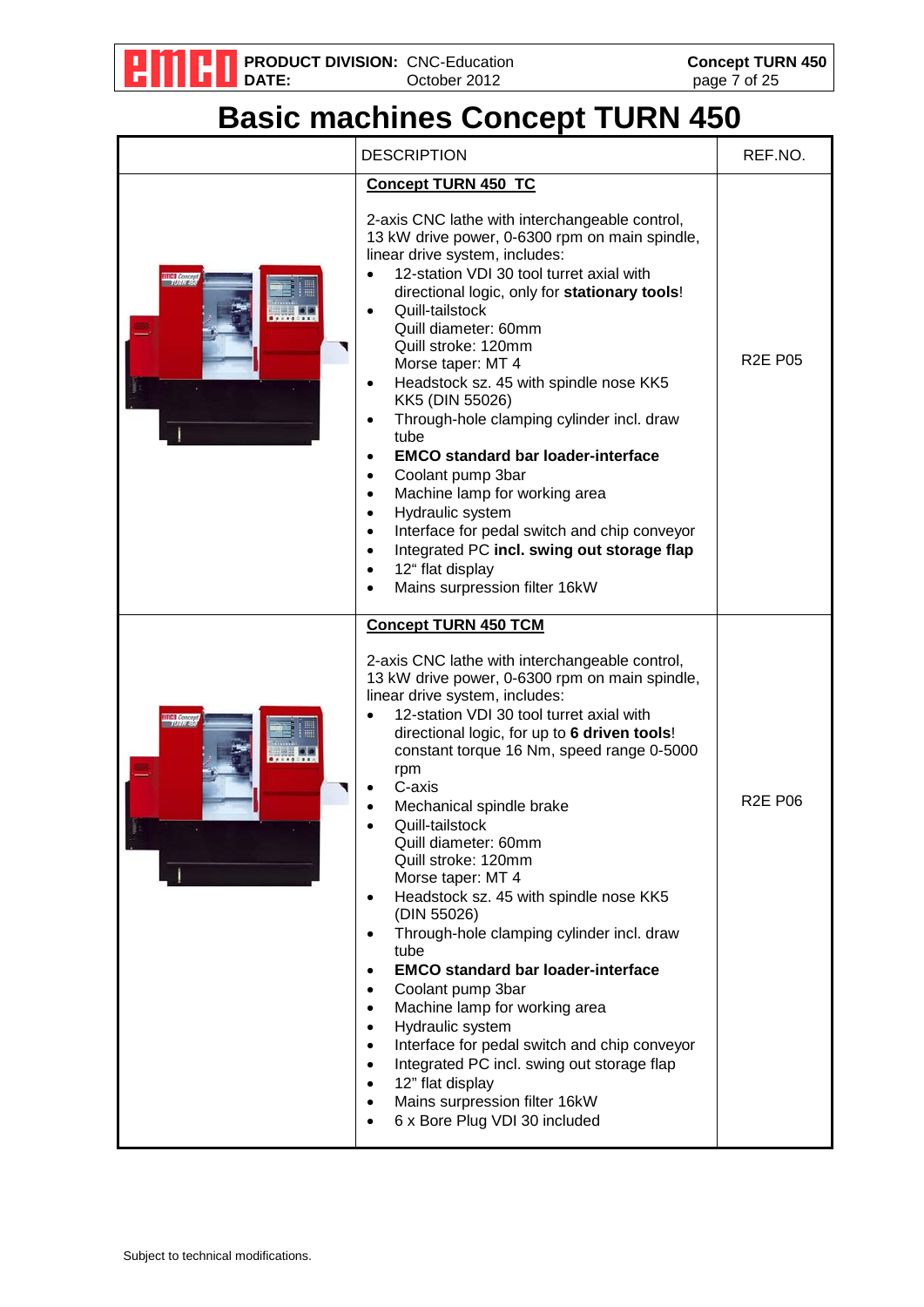# Basic machines Concept TURN 450

| | DESCRIPTION | REF.NO. |
|---|---|---|
| | **Concept TURN 450 TC**<br><br>2-axis CNC lathe with interchangeable control, 13 kW drive power, 0-6300 rpm on main spindle, linear drive system, includes:<br>• 12-station VDI 30 tool turret axial with directional logic, only for **stationary tools**!<br>• Quill-tailstock<br>Quill diameter: 60mm<br>Quill stroke: 120mm<br>Morse taper: MT 4<br>• Headstock sz. 45 with spindle nose KK5 KK5 (DIN 55026)<br>• Through-hole clamping cylinder incl. draw tube<br>• **EMCO standard bar loader-interface**<br>• Coolant pump 3bar<br>• Machine lamp for working area<br>• Hydraulic system<br>• Interface for pedal switch and chip conveyor<br>• Integrated PC **incl. swing out storage flap**<br>• 12" flat display<br>• Mains surpression filter 16kW | R2E P05 |
| | **Concept TURN 450 TCM**<br><br>2-axis CNC lathe with interchangeable control, 13 kW drive power, 0-6300 rpm on main spindle, linear drive system, includes:<br>• 12-station VDI 30 tool turret axial with directional logic, for up to **6 driven tools**! constant torque 16 Nm, speed range 0-5000 rpm<br>• C-axis<br>• Mechanical spindle brake<br>• Quill-tailstock<br>Quill diameter: 60mm<br>Quill stroke: 120mm<br>Morse taper: MT 4<br>• Headstock sz. 45 with spindle nose KK5 (DIN 55026)<br>• Through-hole clamping cylinder incl. draw tube<br>• **EMCO standard bar loader-interface**<br>• Coolant pump 3bar<br>• Machine lamp for working area<br>• Hydraulic system<br>• Interface for pedal switch and chip conveyor<br>• Integrated PC incl. swing out storage flap<br>• 12" flat display<br>• Mains surpression filter 16kW<br>• 6 x Bore Plug VDI 30 included | R2E P06 |

Subject to technical modifications.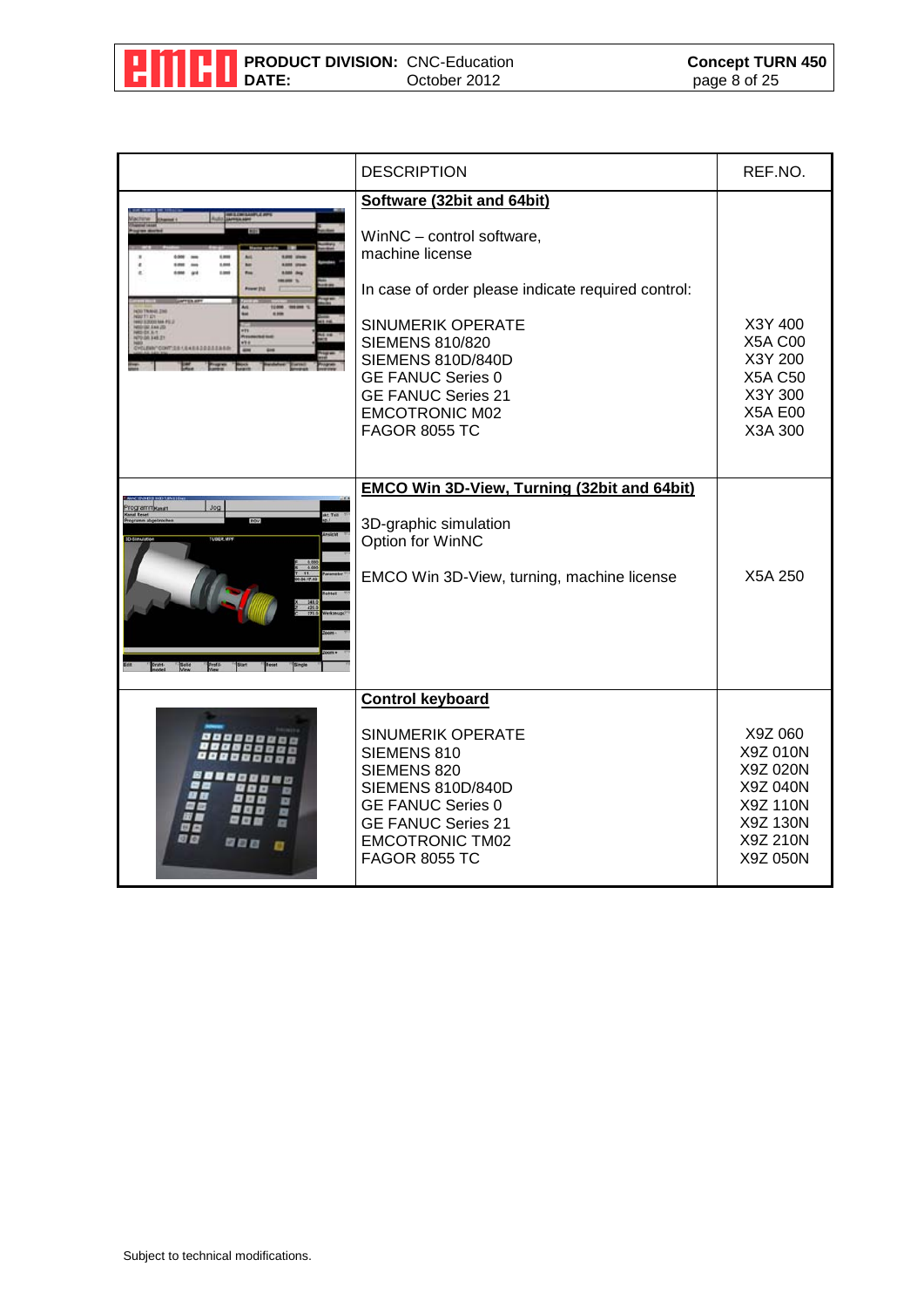| | DESCRIPTION | REF.NO. |
|---|---|---|
| | **Software (32bit and 64bit)**<br><br>WinNC – control software, machine license<br><br>In case of order please indicate required control:<br><br>SINUMERIK OPERATE<br>SIEMENS 810/820<br>SIEMENS 810D/840D<br>GE FANUC Series 0<br>GE FANUC Series 21<br>EMCOTRONIC M02<br>FAGOR 8055 TC | <br><br><br><br><br><br>X3Y 400<br>X5A C00<br>X3Y 200<br>X5A C50<br>X3Y 300<br>X5A E00<br>X3A 300 |
| | **EMCO Win 3D-View, Turning (32bit and 64bit)**<br><br>3D-graphic simulation<br>Option for WinNC<br><br>EMCO Win 3D-View, turning, machine license | <br><br><br><br><br>X5A 250 |
| | **Control keyboard**<br><br>SINUMERIK OPERATE<br>SIEMENS 810<br>SIEMENS 820<br>SIEMENS 810D/840D<br>GE FANUC Series 0<br>GE FANUC Series 21<br>EMCOTRONIC TM02<br>FAGOR 8055 TC | <br><br>X9Z 060<br>X9Z 010N<br>X9Z 020N<br>X9Z 040N<br>X9Z 110N<br>X9Z 130N<br>X9Z 210N<br>X9Z 050N |

Subject to technical modifications.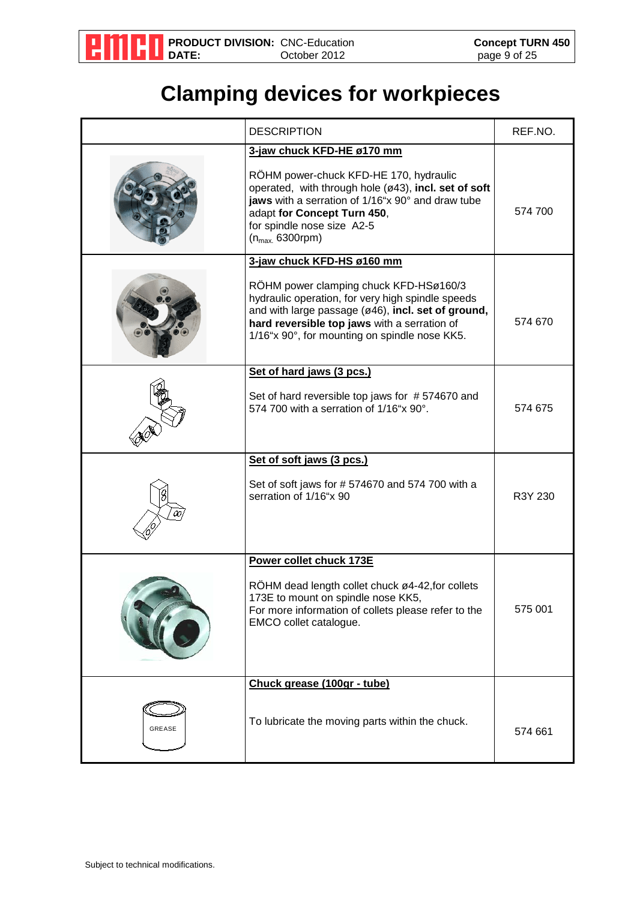# Clamping devices for workpieces

| | DESCRIPTION | REF.NO. |
|---|---|---|
| | **3-jaw chuck KFD-HE ø170 mm**<br><br>RÖHM power-chuck KFD-HE 170, hydraulic operated, with through hole (ø43), **incl. set of soft jaws** with a serration of 1/16"x 90° and draw tube adapt **for Concept Turn 450**, for spindle nose size A2-5 ($n_{max.}$ 6300rpm) | 574 700 |
| | **3-jaw chuck KFD-HS ø160 mm**<br><br>RÖHM power clamping chuck KFD-HSø160/3 hydraulic operation, for very high spindle speeds and with large passage (ø46), **incl. set of ground, hard reversible top jaws** with a serration of 1/16"x 90°, for mounting on spindle nose KK5. | 574 670 |
| | **Set of hard jaws (3 pcs.)**<br><br>Set of hard reversible top jaws for # 574670 and 574 700 with a serration of 1/16"x 90°. | 574 675 |
| | **Set of soft jaws (3 pcs.)**<br><br>Set of soft jaws for # 574670 and 574 700 with a serration of 1/16"x 90 | R3Y 230 |
| | **Power collet chuck 173E**<br><br>RÖHM dead length collet chuck ø4-42,for collets 173E to mount on spindle nose KK5, For more information of collets please refer to the EMCO collet catalogue. | 575 001 |
| | **Chuck grease (100gr - tube)**<br><br>To lubricate the moving parts within the chuck. | 574 661 |

Subject to technical modifications.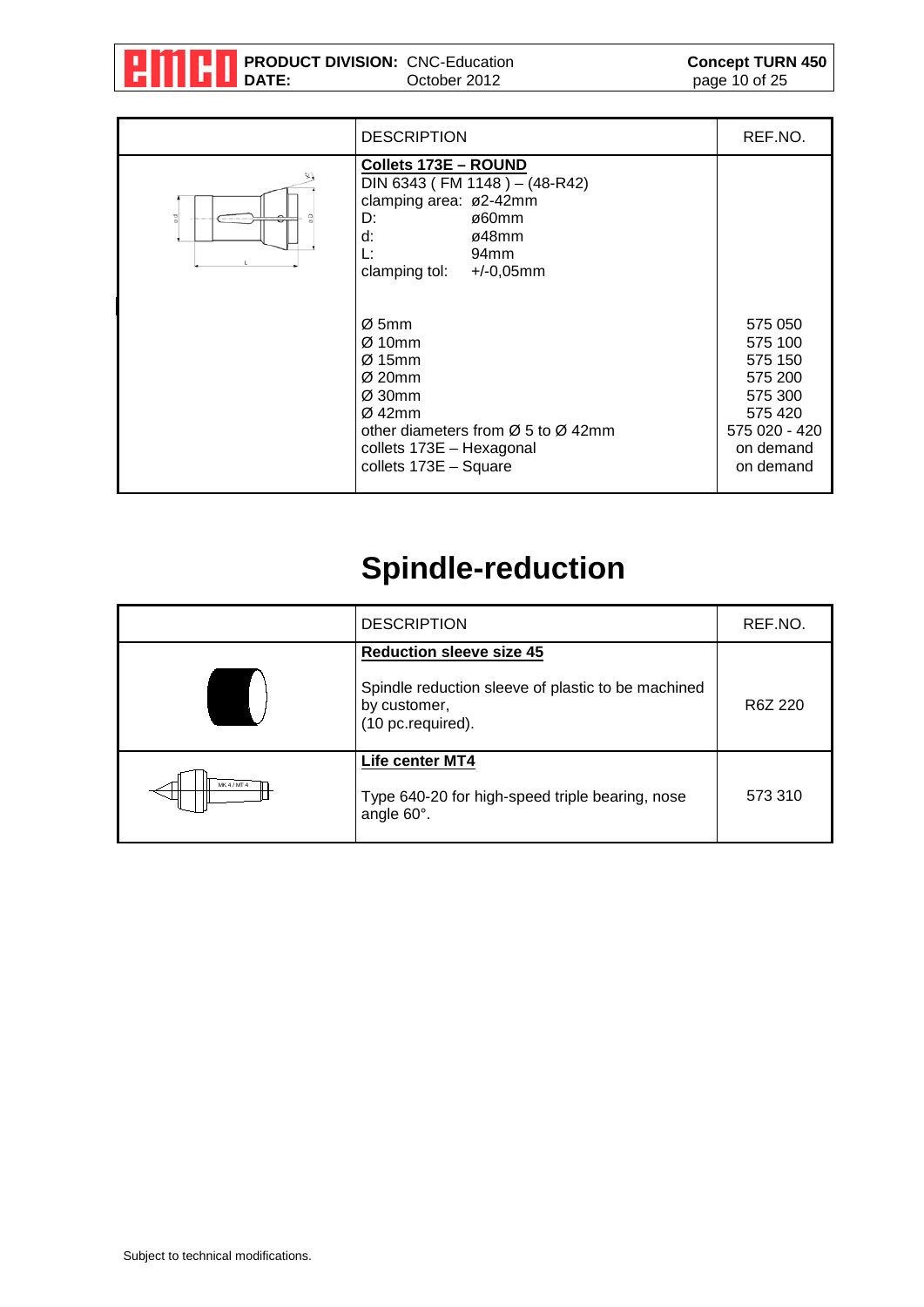| | DESCRIPTION | REF.NO. |
|---|---|---|
| | **Collets 173E – ROUND**<br>DIN 6343 ( FM 1148 ) – (48-R42)<br>clamping area: ø2-42mm<br>D: ø60mm<br>d: ø48mm<br>L: 94mm<br>clamping tol: +/-0,05mm | |
| | Ø 5mm<br>Ø 10mm<br>Ø 15mm<br>Ø 20mm<br>Ø 30mm<br>Ø 42mm<br>other diameters from Ø 5 to Ø 42mm<br>collets 173E – Hexagonal<br>collets 173E – Square | 575 050<br>575 100<br>575 150<br>575 200<br>575 300<br>575 420<br>575 020 - 420<br>on demand<br>on demand |

# Spindle-reduction

| | DESCRIPTION | REF.NO. |
|---|---|---|
| | **Reduction sleeve size 45**<br><br>Spindle reduction sleeve of plastic to be machined by customer,<br>(10 pc.required). | R6Z 220 |
| | **Life center MT4**<br><br>Type 640-20 for high-speed triple bearing, nose angle 60°. | 573 310 |

Subject to technical modifications.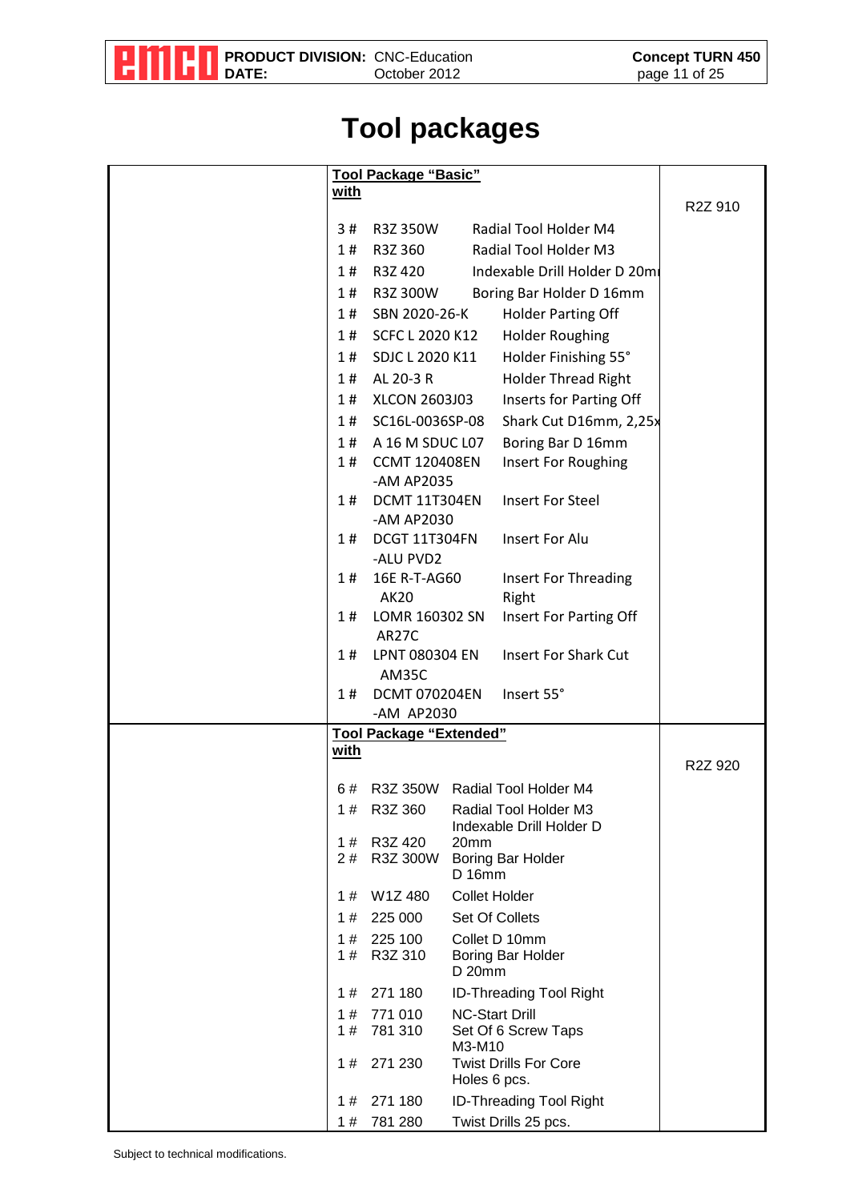# Tool packages

| | Tool Package "Basic" with | Order No. |
|---|---|---|
| | | R2Z 910 |
| | 3 # R3Z 350W Radial Tool Holder M4 | |
| | 1 # R3Z 360 Radial Tool Holder M3 | |
| | 1 # R3Z 420 Indexable Drill Holder D 20mm | |
| | 1 # R3Z 300W Boring Bar Holder D 16mm | |
| | 1 # SBN 2020-26-K Holder Parting Off | |
| | 1 # SCFC L 2020 K12 Holder Roughing | |
| | 1 # SDJC L 2020 K11 Holder Finishing 55° | |
| | 1 # AL 20-3 R Holder Thread Right | |
| | 1 # XLCON 2603J03 Inserts for Parting Off | |
| | 1 # SC16L-0036SP-08 Shark Cut D16mm, 2,25x | |
| | 1 # A 16 M SDUC L07 Boring Bar D 16mm | |
| | 1 # CCMT 120408EN -AM AP2035 Insert For Roughing | |
| | 1 # DCMT 11T304EN -AM AP2030 Insert For Steel | |
| | 1 # DCGT 11T304FN -ALU PVD2 Insert For Alu | |
| | 1 # 16E R-T-AG60 AK20 Insert For Threading Right | |
| | 1 # LOMR 160302 SN AR27C Insert For Parting Off | |
| | 1 # LPNT 080304 EN AM35C Insert For Shark Cut | |
| | 1 # DCMT 070204EN -AM AP2030 Insert 55° | |
| | **Tool Package "Extended" with** | |
| | | R2Z 920 |
| | 6 # R3Z 350W Radial Tool Holder M4 | |
| | 1 # R3Z 360 Radial Tool Holder M3 | |
| | 1 # R3Z 420 Indexable Drill Holder D 20mm | |
| | 2 # R3Z 300W Boring Bar Holder D 16mm | |
| | 1 # W1Z 480 Collet Holder | |
| | 1 # 225 000 Set Of Collets | |
| | 1 # 225 100 Collet D 10mm | |
| | 1 # R3Z 310 Boring Bar Holder D 20mm | |
| | 1 # 271 180 ID-Threading Tool Right | |
| | 1 # 771 010 NC-Start Drill | |
| | 1 # 781 310 Set Of 6 Screw Taps M3-M10 | |
| | 1 # 271 230 Twist Drills For Core Holes 6 pcs. | |
| | 1 # 271 180 ID-Threading Tool Right | |
| | 1 # 781 280 Twist Drills 25 pcs. | |

Subject to technical modifications.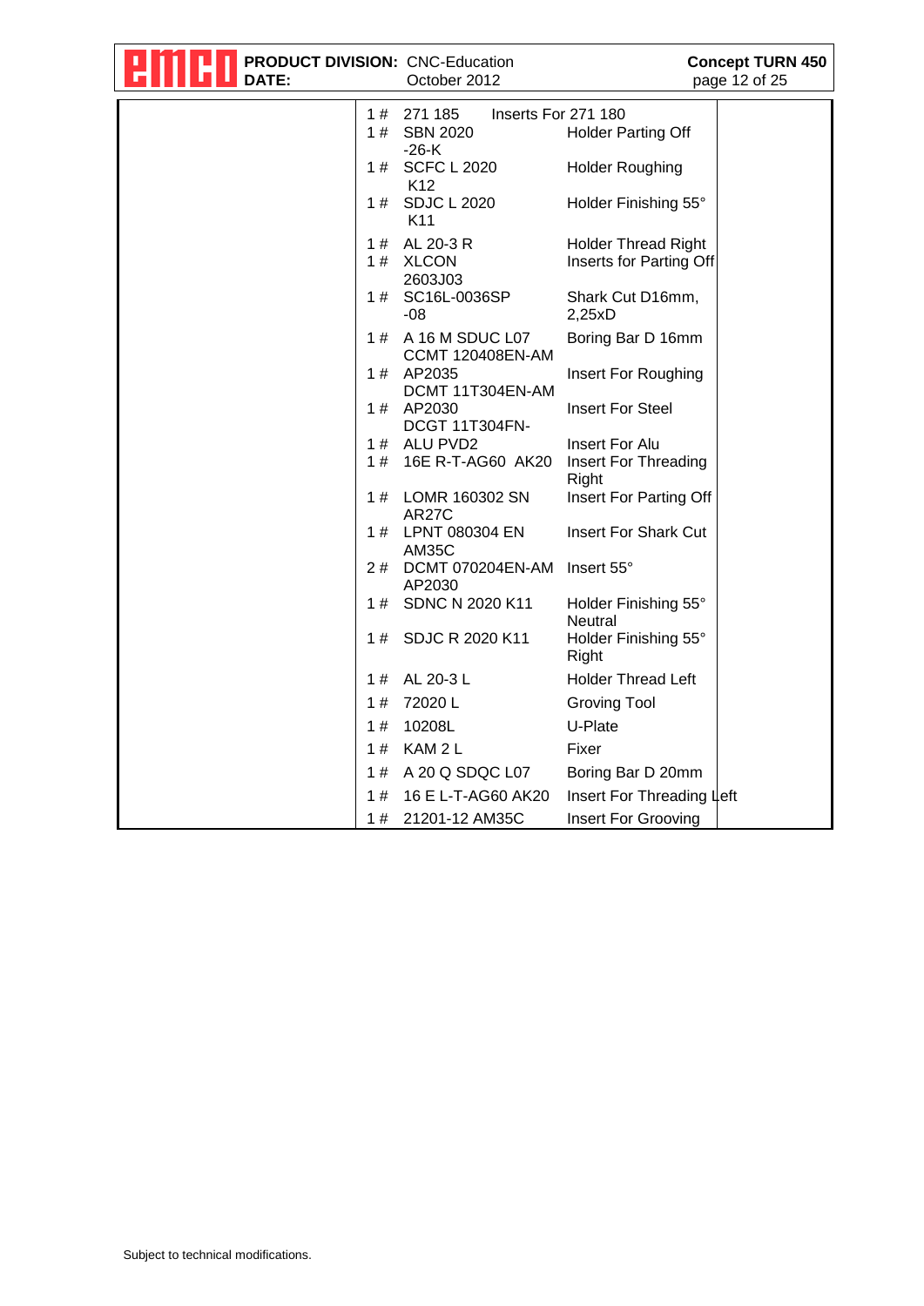| | | | |
|---|---|---|---|
| 1 # | 271 185 | Inserts For 271 180 | |
| 1 # | SBN 2020 -26-K | Holder Parting Off | |
| 1 # | SCFC L 2020 K12 | Holder Roughing | |
| 1 # | SDJC L 2020 K11 | Holder Finishing 55° | |
| 1 # | AL 20-3 R | Holder Thread Right | |
| 1 # | XLCON 2603J03 | Inserts for Parting Off | |
| 1 # | SC16L-0036SP -08 | Shark Cut D16mm, 2,25xD | |
| 1 # | A 16 M SDUC L07 | Boring Bar D 16mm | |
| | CCMT 120408EN-AM | | |
| 1 # | AP2035 | Insert For Roughing | |
| | DCMT 11T304EN-AM | | |
| 1 # | AP2030 | Insert For Steel | |
| | DCGT 11T304FN- | | |
| 1 # | ALU PVD2 | Insert For Alu | |
| 1 # | 16E R-T-AG60 AK20 | Insert For Threading Right | |
| 1 # | LOMR 160302 SN AR27C | Insert For Parting Off | |
| 1 # | LPNT 080304 EN AM35C | Insert For Shark Cut | |
| 2 # | DCMT 070204EN-AM AP2030 | Insert 55° | |
| 1 # | SDNC N 2020 K11 | Holder Finishing 55° Neutral | |
| 1 # | SDJC R 2020 K11 | Holder Finishing 55° Right | |
| 1 # | AL 20-3 L | Holder Thread Left | |
| 1 # | 72020 L | Groving Tool | |
| 1 # | 10208L | U-Plate | |
| 1 # | KAM 2 L | Fixer | |
| 1 # | A 20 Q SDQC L07 | Boring Bar D 20mm | |
| 1 # | 16 E L-T-AG60 AK20 | Insert For Threading Left | |
| 1 # | 21201-12 AM35C | Insert For Grooving | |

Subject to technical modifications.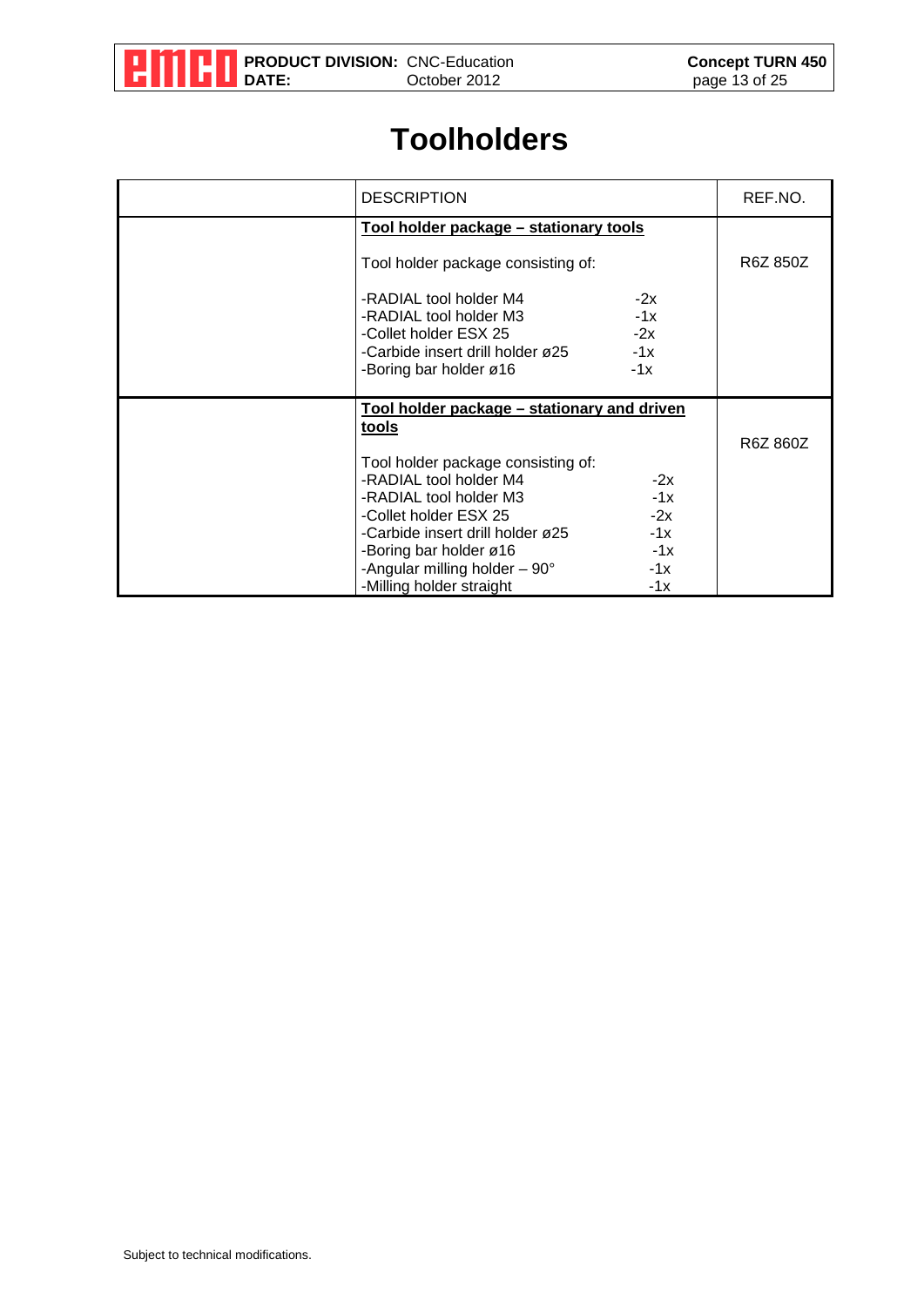# Toolholders

| | DESCRIPTION | REF.NO. |
|---|---|---|
| | **Tool holder package – stationary tools**<br><br>Tool holder package consisting of:<br><br>-RADIAL tool holder M4 -2x<br>-RADIAL tool holder M3 -1x<br>-Collet holder ESX 25 -2x<br>-Carbide insert drill holder ø25 -1x<br>-Boring bar holder ø16 -1x | R6Z 850Z |
| | **Tool holder package – stationary and driven tools**<br><br>Tool holder package consisting of:<br>-RADIAL tool holder M4 -2x<br>-RADIAL tool holder M3 -1x<br>-Collet holder ESX 25 -2x<br>-Carbide insert drill holder ø25 -1x<br>-Boring bar holder ø16 -1x<br>-Angular milling holder – 90° -1x<br>-Milling holder straight -1x | R6Z 860Z |

Subject to technical modifications.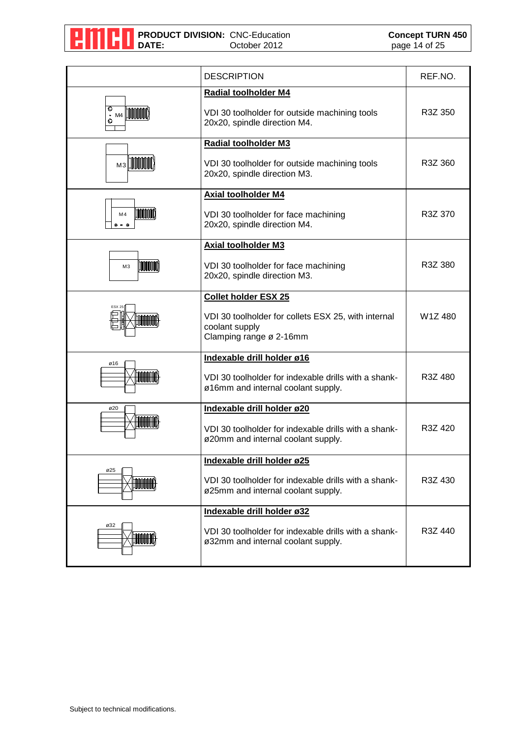| | DESCRIPTION | REF.NO. |
|---|---|---|
| | **Radial toolholder M4**<br><br>VDI 30 toolholder for outside machining tools 20x20, spindle direction M4. | R3Z 350 |
| | **Radial toolholder M3**<br><br>VDI 30 toolholder for outside machining tools 20x20, spindle direction M3. | R3Z 360 |
| | **Axial toolholder M4**<br><br>VDI 30 toolholder for face machining 20x20, spindle direction M4. | R3Z 370 |
| | **Axial toolholder M3**<br><br>VDI 30 toolholder for face machining 20x20, spindle direction M3. | R3Z 380 |
| | **Collet holder ESX 25**<br><br>VDI 30 toolholder for collets ESX 25, with internal coolant supply<br>Clamping range ø 2-16mm | W1Z 480 |
| | **Indexable drill holder ø16**<br><br>VDI 30 toolholder for indexable drills with a shank-ø16mm and internal coolant supply. | R3Z 480 |
| | **Indexable drill holder ø20**<br><br>VDI 30 toolholder for indexable drills with a shank-ø20mm and internal coolant supply. | R3Z 420 |
| | **Indexable drill holder ø25**<br><br>VDI 30 toolholder for indexable drills with a shank-ø25mm and internal coolant supply. | R3Z 430 |
| | **Indexable drill holder ø32**<br><br>VDI 30 toolholder for indexable drills with a shank-ø32mm and internal coolant supply. | R3Z 440 |

Subject to technical modifications.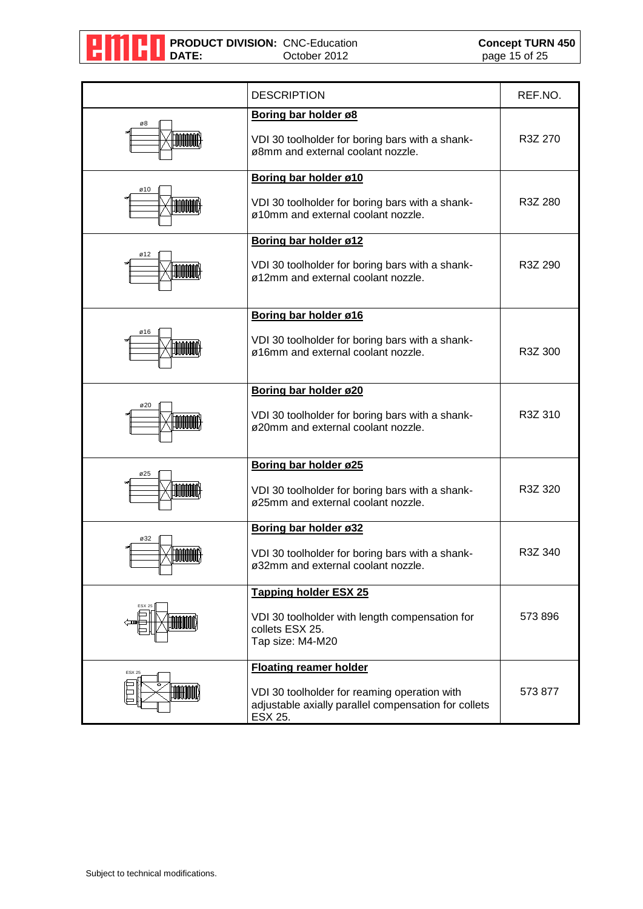| | DESCRIPTION | REF.NO. |
|---|---|---|
| ø8 | **Boring bar holder ø8**<br><br>VDI 30 toolholder for boring bars with a shank-ø8mm and external coolant nozzle. | R3Z 270 |
| ø10 | **Boring bar holder ø10**<br><br>VDI 30 toolholder for boring bars with a shank-ø10mm and external coolant nozzle. | R3Z 280 |
| ø12 | **Boring bar holder ø12**<br><br>VDI 30 toolholder for boring bars with a shank-ø12mm and external coolant nozzle. | R3Z 290 |
| ø16 | **Boring bar holder ø16**<br><br>VDI 30 toolholder for boring bars with a shank-ø16mm and external coolant nozzle. | R3Z 300 |
| ø20 | **Boring bar holder ø20**<br><br>VDI 30 toolholder for boring bars with a shank-ø20mm and external coolant nozzle. | R3Z 310 |
| ø25 | **Boring bar holder ø25**<br><br>VDI 30 toolholder for boring bars with a shank-ø25mm and external coolant nozzle. | R3Z 320 |
| ø32 | **Boring bar holder ø32**<br><br>VDI 30 toolholder for boring bars with a shank-ø32mm and external coolant nozzle. | R3Z 340 |
| ESX 25 | **Tapping holder ESX 25**<br><br>VDI 30 toolholder with length compensation for collets ESX 25.<br>Tap size: M4-M20 | 573 896 |
| ESX 25 | **Floating reamer holder**<br><br>VDI 30 toolholder for reaming operation with adjustable axially parallel compensation for collets ESX 25. | 573 877 |

Subject to technical modifications.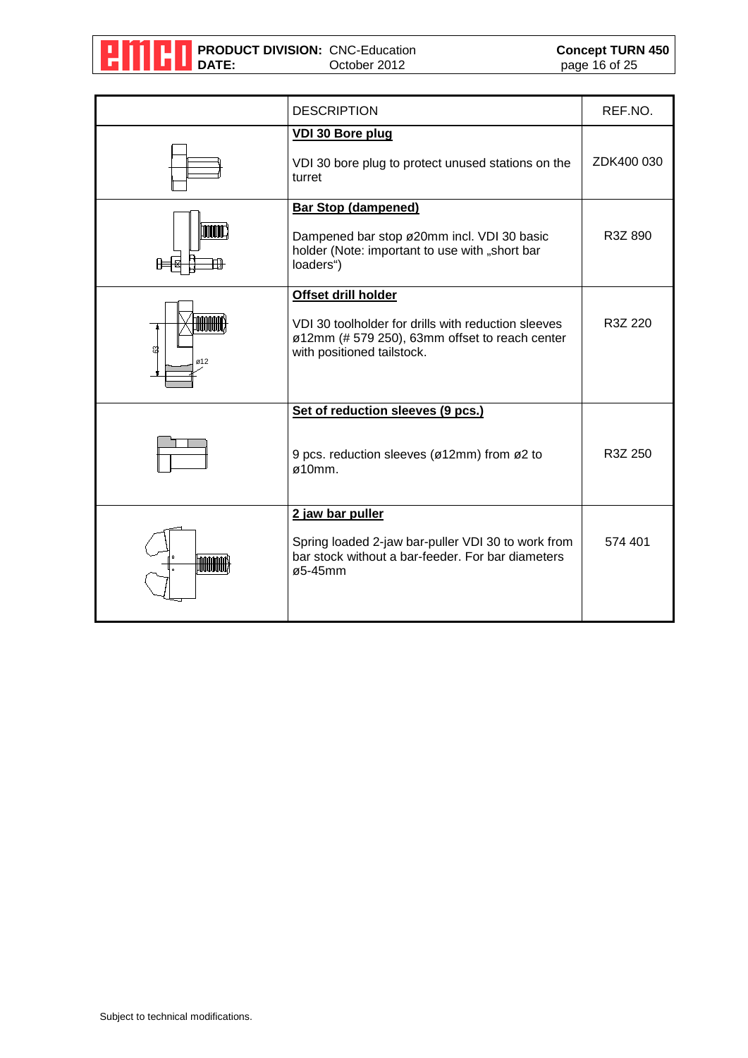| | DESCRIPTION | REF.NO. |
|---|---|---|
| | **VDI 30 Bore plug**<br><br>VDI 30 bore plug to protect unused stations on the turret | ZDK400 030 |
| | **Bar Stop (dampened)**<br><br>Dampened bar stop ø20mm incl. VDI 30 basic holder (Note: important to use with „short bar loaders“) | R3Z 890 |
| 63 ø12 | **Offset drill holder**<br><br>VDI 30 toolholder for drills with reduction sleeves ø12mm (# 579 250), 63mm offset to reach center with positioned tailstock. | R3Z 220 |
| | **Set of reduction sleeves (9 pcs.)**<br><br>9 pcs. reduction sleeves (ø12mm) from ø2 to ø10mm. | R3Z 250 |
| | **2 jaw bar puller**<br><br>Spring loaded 2-jaw bar-puller VDI 30 to work from bar stock without a bar-feeder. For bar diameters ø5-45mm | 574 401 |

Subject to technical modifications.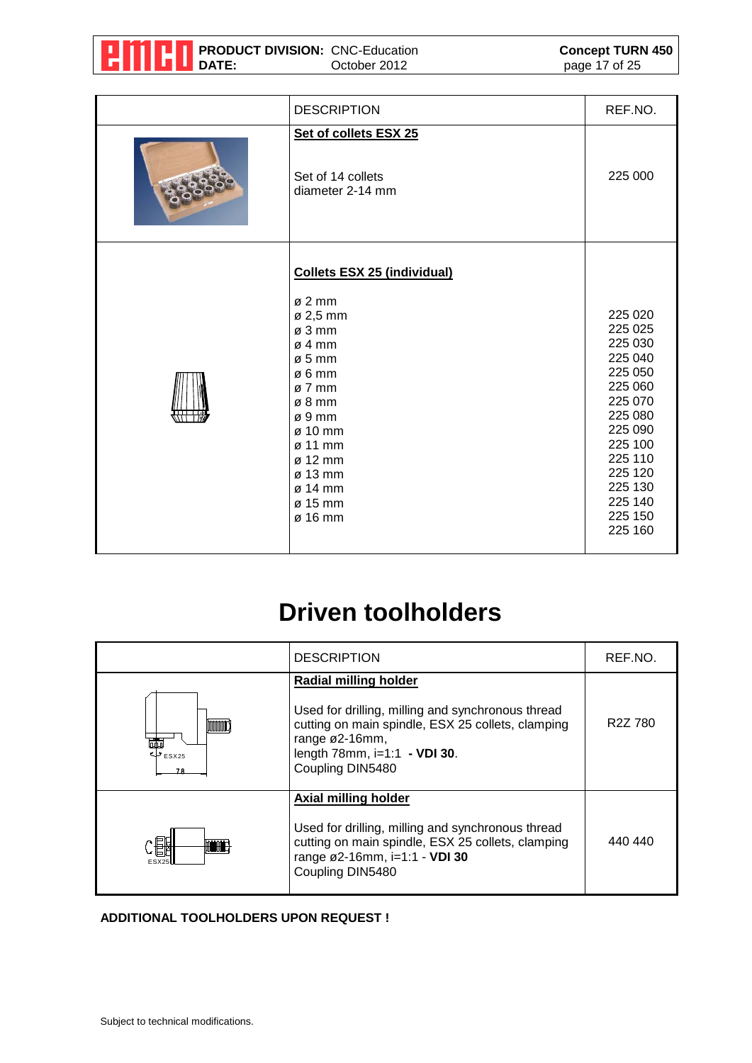| | DESCRIPTION | REF.NO. |
|---|---|---|
| | **Set of collets ESX 25**<br><br>Set of 14 collets<br>diameter 2-14 mm | 225 000 |
| | **Collets ESX 25 (individual)**<br><br>ø 2 mm<br>ø 2,5 mm<br>ø 3 mm<br>ø 4 mm<br>ø 5 mm<br>ø 6 mm<br>ø 7 mm<br>ø 8 mm<br>ø 9 mm<br>ø 10 mm<br>ø 11 mm<br>ø 12 mm<br>ø 13 mm<br>ø 14 mm<br>ø 15 mm<br>ø 16 mm | 225 020<br>225 025<br>225 030<br>225 040<br>225 050<br>225 060<br>225 070<br>225 080<br>225 090<br>225 100<br>225 110<br>225 120<br>225 130<br>225 140<br>225 150<br>225 160 |

# Driven toolholders

| | DESCRIPTION | REF.NO. |
|---|---|---|
| ESX25<br>78 | **Radial milling holder**<br><br>Used for drilling, milling and synchronous thread cutting on main spindle, ESX 25 collets, clamping range ø2-16mm,<br>length 78mm, i=1:1 **- VDI 30**.<br>Coupling DIN5480 | R2Z 780 |
| ESX25 | **Axial milling holder**<br><br>Used for drilling, milling and synchronous thread cutting on main spindle, ESX 25 collets, clamping range ø2-16mm, i=1:1 - **VDI 30**<br>Coupling DIN5480 | 440 440 |

**ADDITIONAL TOOLHOLDERS UPON REQUEST !**

Subject to technical modifications.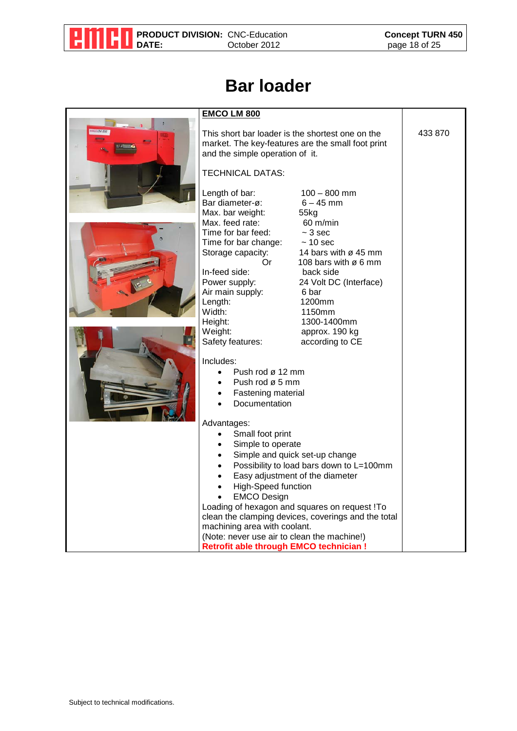# Bar loader

**EMCO LM 800**

433 870

This short bar loader is the shortest one on the market. The key-features are the small foot print and the simple operation of it.

TECHNICAL DATAS:

| | |
|---|---|
| Length of bar: | 100 – 800 mm |
| Bar diameter-ø: | 6 – 45 mm |
| Max. bar weight: | 55kg |
| Max. feed rate: | 60 m/min |
| Time for bar feed: | ~ 3 sec |
| Time for bar change: | ~ 10 sec |
| Storage capacity: | 14 bars with ø 45 mm |
| Or | 108 bars with ø 6 mm |
| In-feed side: | back side |
| Power supply: | 24 Volt DC (Interface) |
| Air main supply: | 6 bar |
| Length: | 1200mm |
| Width: | 1150mm |
| Height: | 1300-1400mm |
| Weight: | approx. 190 kg |
| Safety features: | according to CE |

Includes:

- Push rod ø 12 mm
- Push rod ø 5 mm
- Fastening material
- Documentation

Advantages:

- Small foot print
- Simple to operate
- Simple and quick set-up change
- Possibility to load bars down to L=100mm
- Easy adjustment of the diameter
- High-Speed function
- EMCO Design

Loading of hexagon and squares on request !To clean the clamping devices, coverings and the total machining area with coolant.
(Note: never use air to clean the machine!)
**Retrofit able through EMCO technician !**

Subject to technical modifications.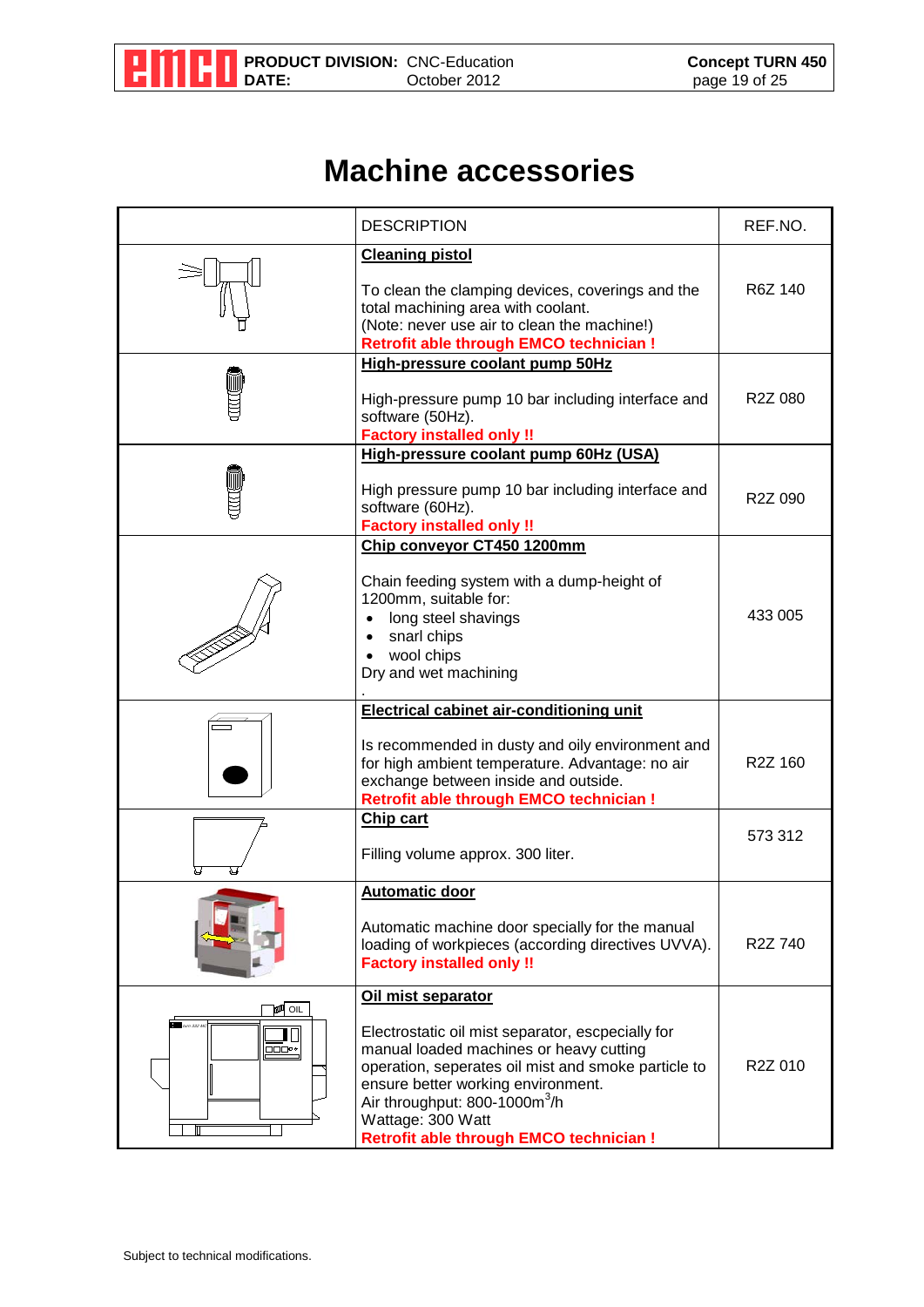# Machine accessories

| | DESCRIPTION | REF.NO. |
|---|---|---|
| | **Cleaning pistol**<br><br>To clean the clamping devices, coverings and the total machining area with coolant.<br>(Note: never use air to clean the machine!)<br>**Retrofit able through EMCO technician !** | R6Z 140 |
| | **High-pressure coolant pump 50Hz**<br><br>High-pressure pump 10 bar including interface and software (50Hz).<br>**Factory installed only !!** | R2Z 080 |
| | **High-pressure coolant pump 60Hz (USA)**<br><br>High pressure pump 10 bar including interface and software (60Hz).<br>**Factory installed only !!** | R2Z 090 |
| | **Chip conveyor CT450 1200mm**<br><br>Chain feeding system with a dump-height of 1200mm, suitable for:<br>• long steel shavings<br>• snarl chips<br>• wool chips<br>Dry and wet machining<br>. | 433 005 |
| | **Electrical cabinet air-conditioning unit**<br><br>Is recommended in dusty and oily environment and for high ambient temperature. Advantage: no air exchange between inside and outside.<br>**Retrofit able through EMCO technician !** | R2Z 160 |
| | **Chip cart**<br><br>Filling volume approx. 300 liter. | 573 312 |
| | **Automatic door**<br><br>Automatic machine door specially for the manual loading of workpieces (according directives UVVA).<br>**Factory installed only !!** | R2Z 740 |
| | **Oil mist separator**<br><br>Electrostatic oil mist separator, escpecially for manual loaded machines or heavy cutting operation, seperates oil mist and smoke particle to ensure better working environment.<br>Air throughput: 800-1000m$^3$/h<br>Wattage: 300 Watt<br>**Retrofit able through EMCO technician !** | R2Z 010 |

Subject to technical modifications.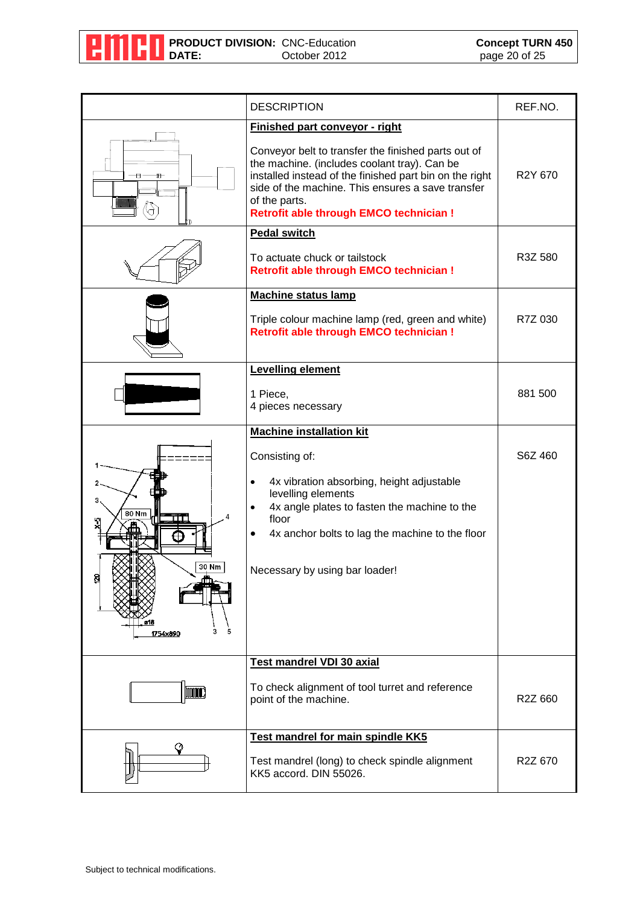| | DESCRIPTION | REF.NO. |
|---|---|---|
| | **Finished part conveyor - right**<br><br>Conveyor belt to transfer the finished parts out of the machine. (includes coolant tray). Can be installed instead of the finished part bin on the right side of the machine. This ensures a save transfer of the parts.<br>**Retrofit able through EMCO technician !** | R2Y 670 |
| | **Pedal switch**<br><br>To actuate chuck or tailstock<br>**Retrofit able through EMCO technician !** | R3Z 580 |
| | **Machine status lamp**<br><br>Triple colour machine lamp (red, green and white)<br>**Retrofit able through EMCO technician !** | R7Z 030 |
| | **Levelling element**<br><br>1 Piece,<br>4 pieces necessary | 881 500 |
| | **Machine installation kit**<br><br>Consisting of:<br><br>• 4x vibration absorbing, height adjustable levelling elements<br>• 4x angle plates to fasten the machine to the floor<br>• 4x anchor bolts to lag the machine to the floor<br><br>Necessary by using bar loader! | S6Z 460 |
| | **Test mandrel VDI 30 axial**<br><br>To check alignment of tool turret and reference point of the machine. | R2Z 660 |
| | **Test mandrel for main spindle KK5**<br><br>Test mandrel (long) to check spindle alignment KK5 accord. DIN 55026. | R2Z 670 |

Subject to technical modifications.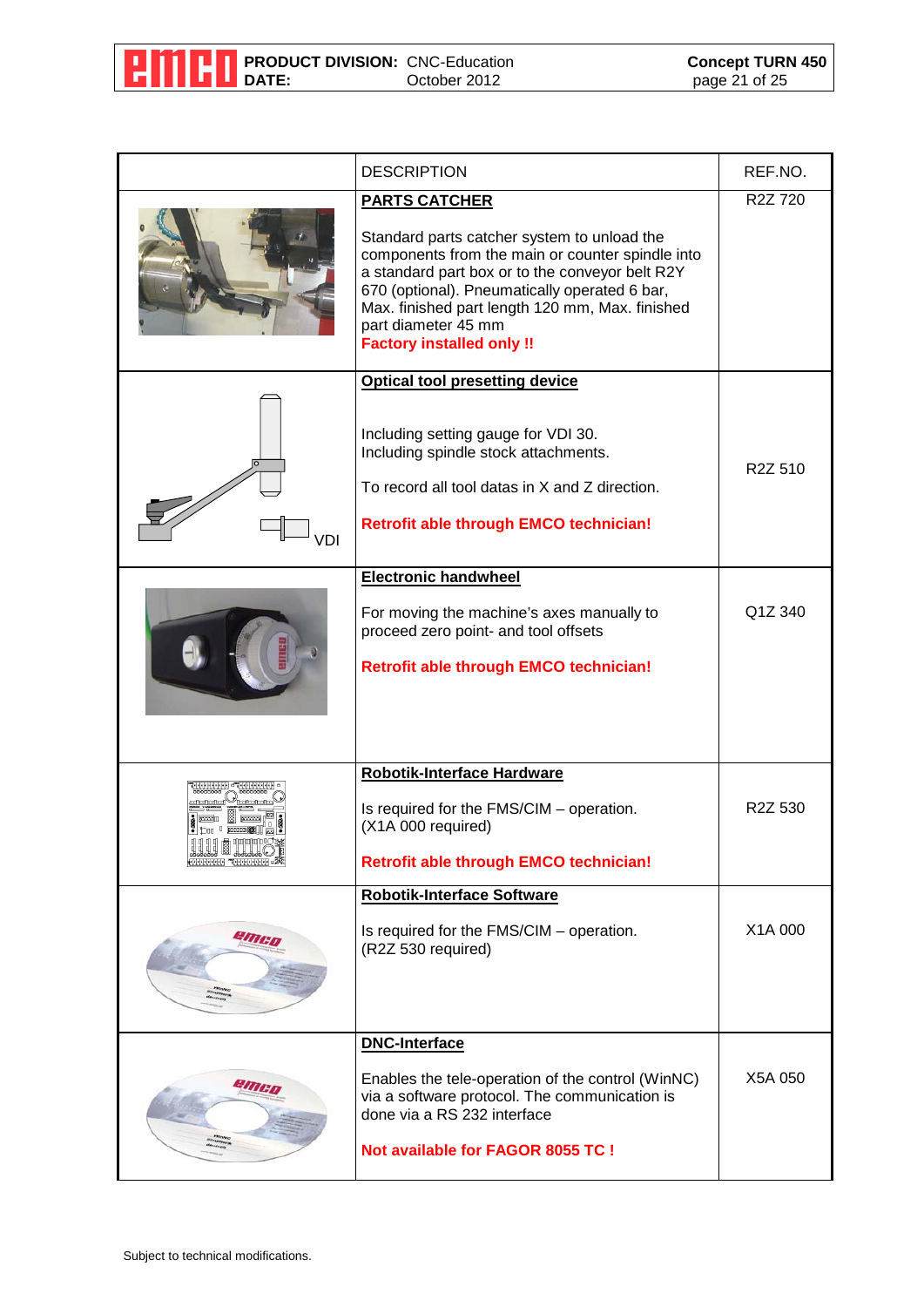| | DESCRIPTION | REF.NO. |
|---|---|---|
| | **PARTS CATCHER**<br><br>Standard parts catcher system to unload the components from the main or counter spindle into a standard part box or to the conveyor belt R2Y 670 (optional). Pneumatically operated 6 bar, Max. finished part length 120 mm, Max. finished part diameter 45 mm<br>**Factory installed only !!** | R2Z 720 |
| VDI | **Optical tool presetting device**<br><br>Including setting gauge for VDI 30.<br>Including spindle stock attachments.<br><br>To record all tool datas in X and Z direction.<br><br>**Retrofit able through EMCO technician!** | R2Z 510 |
| | **Electronic handwheel**<br><br>For moving the machine's axes manually to proceed zero point- and tool offsets<br><br>**Retrofit able through EMCO technician!** | Q1Z 340 |
| | **Robotik-Interface Hardware**<br><br>Is required for the FMS/CIM – operation.<br>(X1A 000 required)<br><br>**Retrofit able through EMCO technician!** | R2Z 530 |
| | **Robotik-Interface Software**<br><br>Is required for the FMS/CIM – operation.<br>(R2Z 530 required) | X1A 000 |
| | **DNC-Interface**<br><br>Enables the tele-operation of the control (WinNC) via a software protocol. The communication is done via a RS 232 interface<br><br>**Not available for FAGOR 8055 TC !** | X5A 050 |

Subject to technical modifications.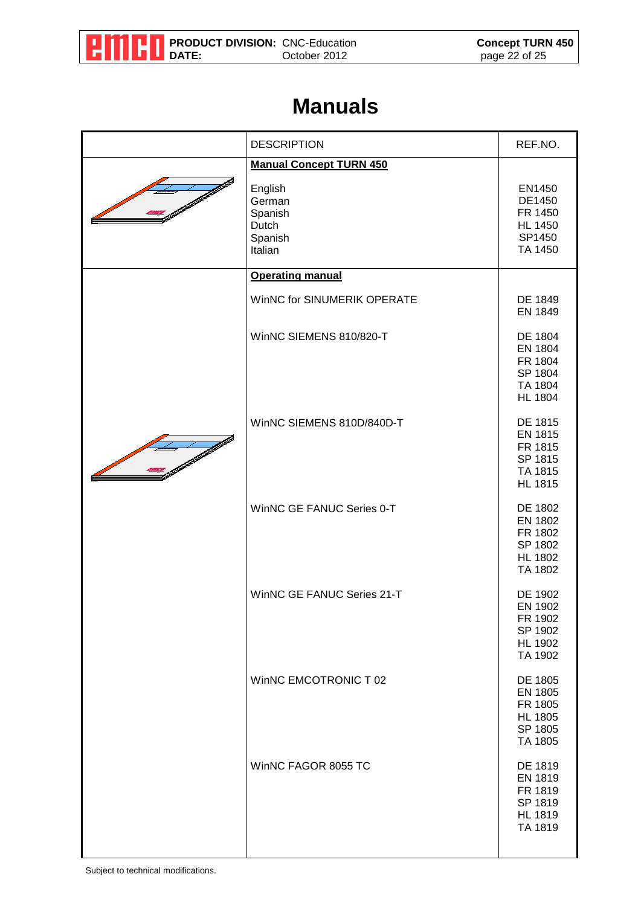# Manuals

| | DESCRIPTION | REF.NO. |
|---|---|---|
| | **Manual Concept TURN 450** | |
| | English<br>German<br>Spanish<br>Dutch<br>Spanish<br>Italian | EN1450<br>DE1450<br>FR 1450<br>HL 1450<br>SP1450<br>TA 1450 |
| | **Operating manual** | |
| | WinNC for SINUMERIK OPERATE | DE 1849<br>EN 1849 |
| | WinNC SIEMENS 810/820-T | DE 1804<br>EN 1804<br>FR 1804<br>SP 1804<br>TA 1804<br>HL 1804 |
| | WinNC SIEMENS 810D/840D-T | DE 1815<br>EN 1815<br>FR 1815<br>SP 1815<br>TA 1815<br>HL 1815 |
| | WinNC GE FANUC Series 0-T | DE 1802<br>EN 1802<br>FR 1802<br>SP 1802<br>HL 1802<br>TA 1802 |
| | WinNC GE FANUC Series 21-T | DE 1902<br>EN 1902<br>FR 1902<br>SP 1902<br>HL 1902<br>TA 1902 |
| | WinNC EMCOTRONIC T 02 | DE 1805<br>EN 1805<br>FR 1805<br>HL 1805<br>SP 1805<br>TA 1805 |
| | WinNC FAGOR 8055 TC | DE 1819<br>EN 1819<br>FR 1819<br>SP 1819<br>HL 1819<br>TA 1819 |

Subject to technical modifications.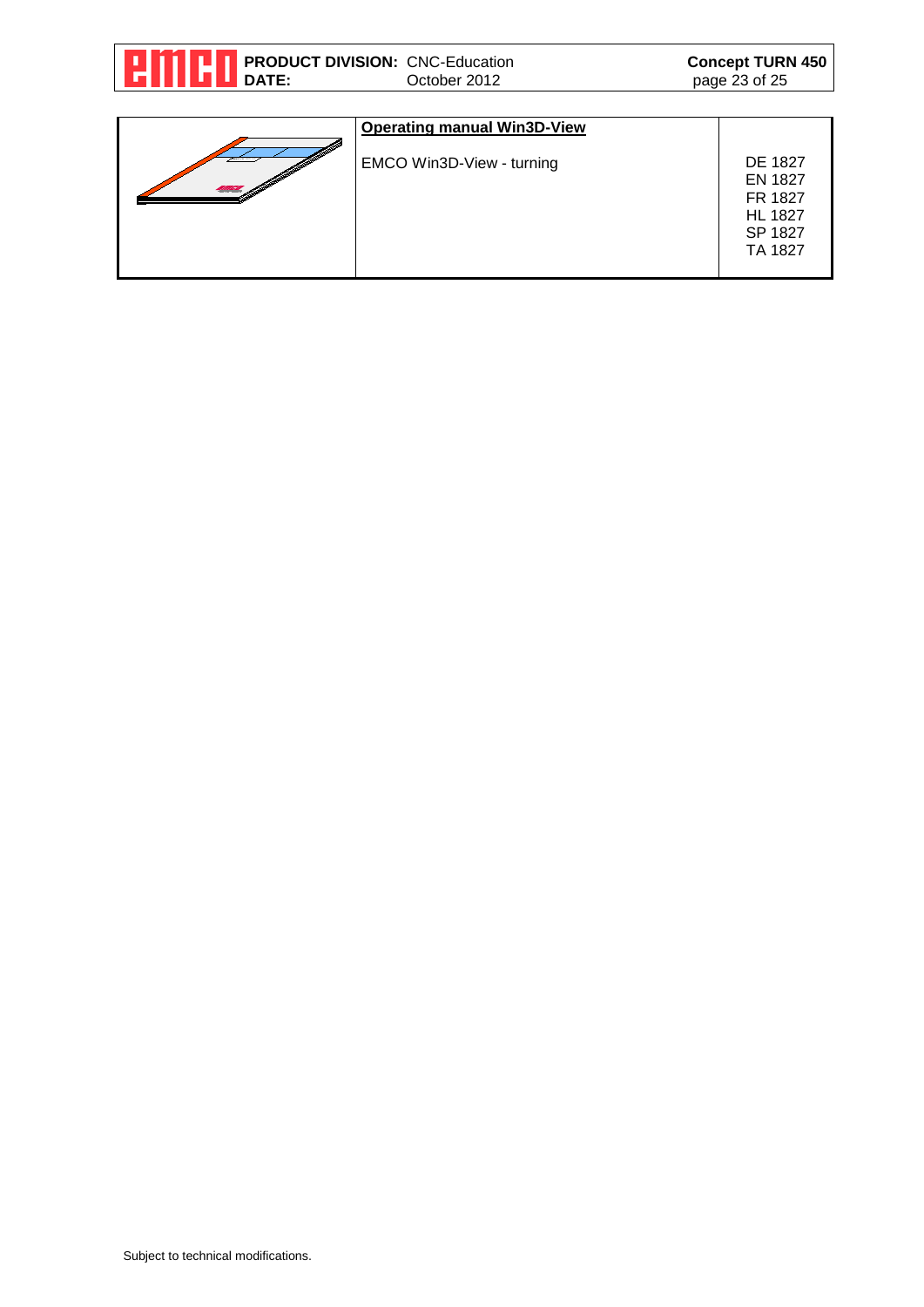| | **Operating manual Win3D-View** | |
|---|---|---|
| | EMCO Win3D-View - turning | DE 1827<br>EN 1827<br>FR 1827<br>HL 1827<br>SP 1827<br>TA 1827 |

Subject to technical modifications.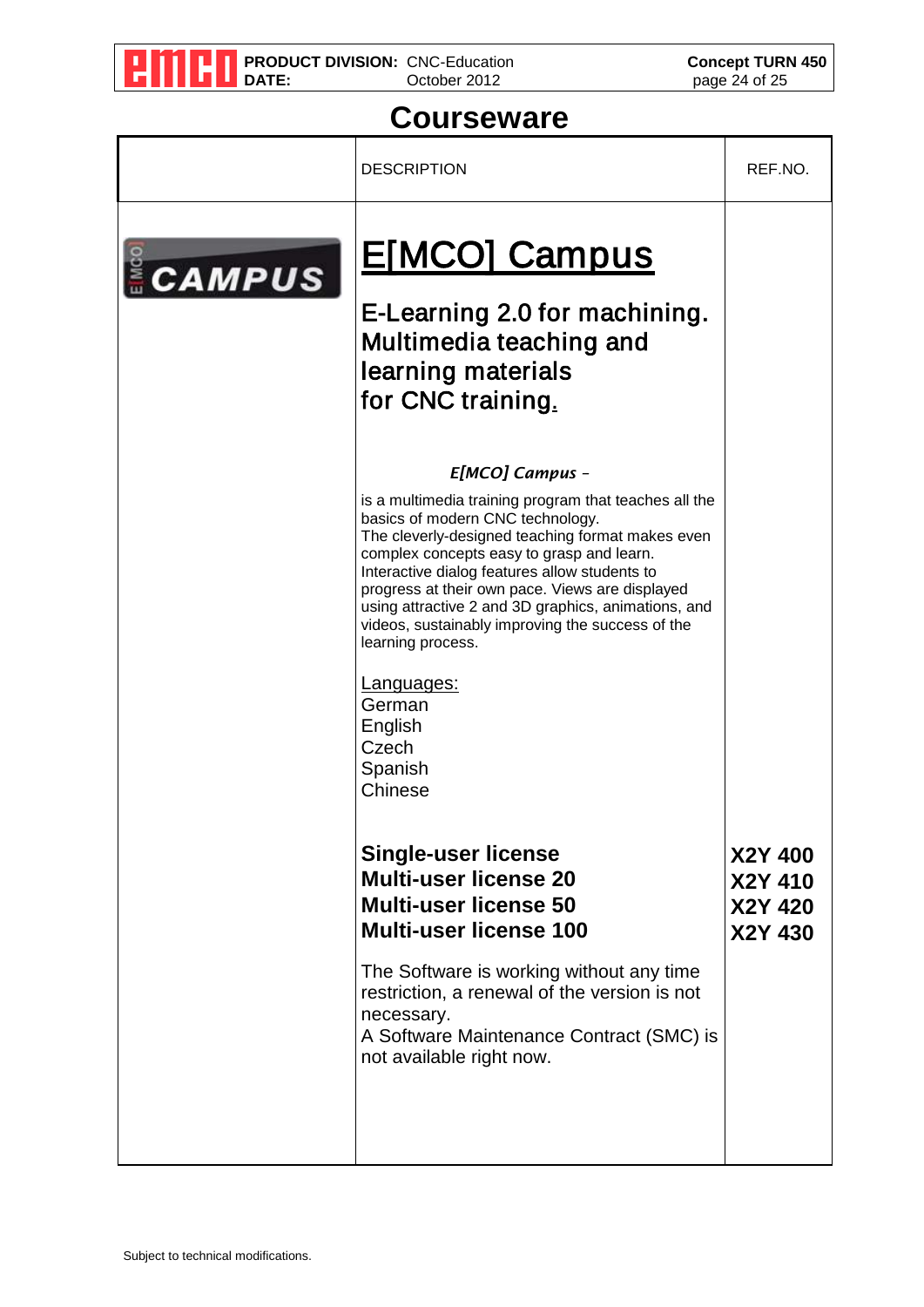# Courseware

| | DESCRIPTION | REF.NO. |
|---|---|---|
| CAMPUS | **E[MCO] Campus**<br><br>**E-Learning 2.0 for machining. Multimedia teaching and learning materials for CNC training.**<br><br>***E[MCO] Campus*** –<br><br>is a multimedia training program that teaches all the basics of modern CNC technology. The cleverly-designed teaching format makes even complex concepts easy to grasp and learn. Interactive dialog features allow students to progress at their own pace. Views are displayed using attractive 2 and 3D graphics, animations, and videos, sustainably improving the success of the learning process.<br><br>Languages:<br>German<br>English<br>Czech<br>Spanish<br>Chinese | |
| | **Single-user license** | **X2Y 400** |
| | **Multi-user license 20** | **X2Y 410** |
| | **Multi-user license 50** | **X2Y 420** |
| | **Multi-user license 100** | **X2Y 430** |
| | The Software is working without any time restriction, a renewal of the version is not necessary.<br>A Software Maintenance Contract (SMC) is not available right now. | |

Subject to technical modifications.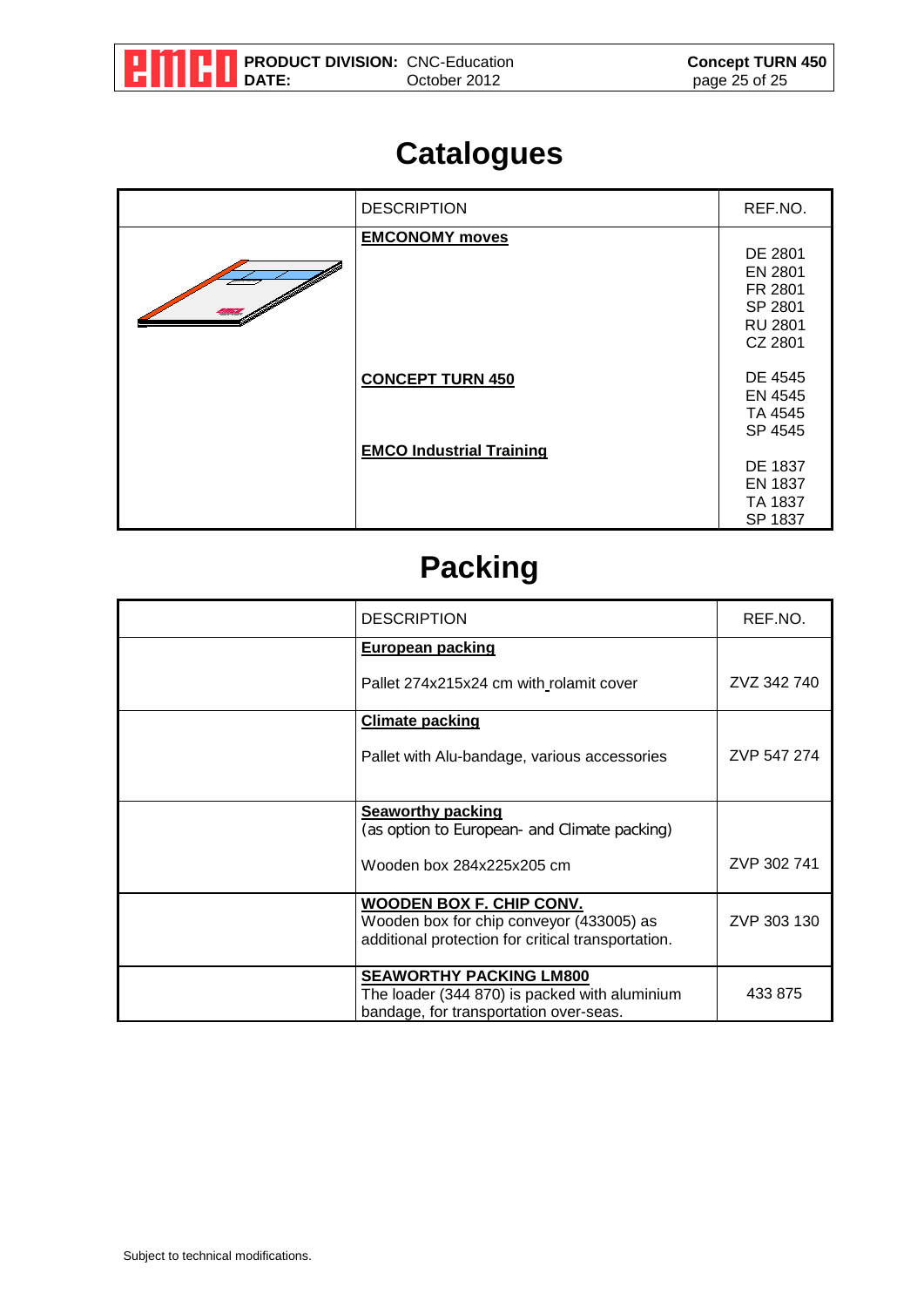# Catalogues

| | DESCRIPTION | REF.NO. |
|---|---|---|
| | **EMCONOMY moves** | DE 2801<br>EN 2801<br>FR 2801<br>SP 2801<br>RU 2801<br>CZ 2801 |
| | **CONCEPT TURN 450** | DE 4545<br>EN 4545<br>TA 4545<br>SP 4545 |
| | **EMCO Industrial Training** | DE 1837<br>EN 1837<br>TA 1837<br>SP 1837 |

# Packing

| | DESCRIPTION | REF.NO. |
|---|---|---|
| | **European packing**<br><br>Pallet 274x215x24 cm with rolamit cover | ZVZ 342 740 |
| | **Climate packing**<br><br>Pallet with Alu-bandage, various accessories | ZVP 547 274 |
| | **Seaworthy packing**<br>(as option to European- and Climate packing)<br><br>Wooden box 284x225x205 cm | ZVP 302 741 |
| | **WOODEN BOX F. CHIP CONV.**<br>Wooden box for chip conveyor (433005) as additional protection for critical transportation. | ZVP 303 130 |
| | **SEAWORTHY PACKING LM800**<br>The loader (344 870) is packed with aluminium bandage, for transportation over-seas. | 433 875 |

Subject to technical modifications.